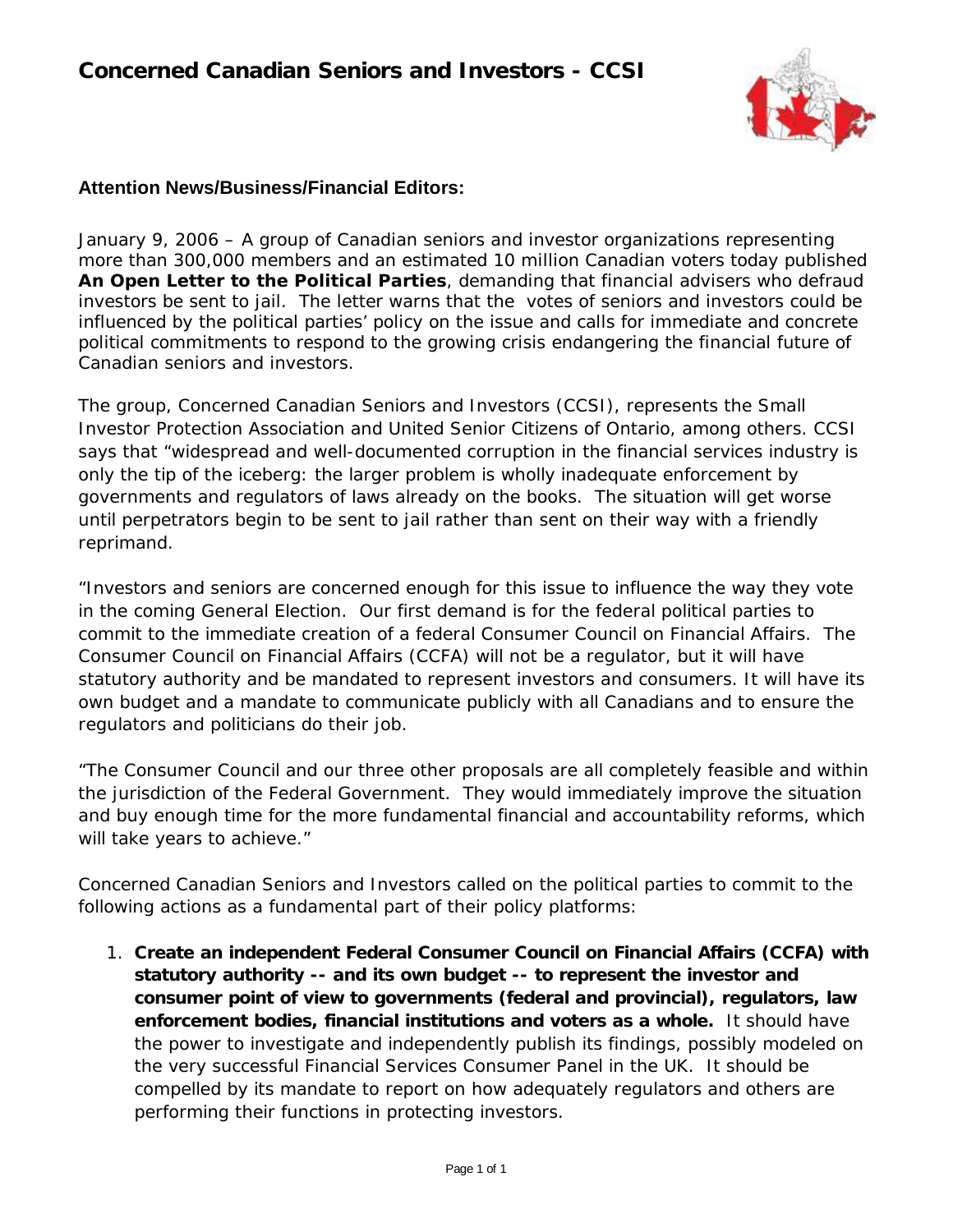# Concerned Canadian Seniors and Investors - CCSI

**Attention News/Business/Financial Editors:**

January 9, 2006 – A group of Canadian seniors and investor organizations representing more than 300,000 members and an estimated 10 million Canadian voters today published **An Open Letter to the Political Parties**, demanding that financial advisers who defraud investors be sent to jail. The letter warns that the votes of seniors and investors could be influenced by the political parties' policy on the issue and calls for immediate and concrete political commitments to respond to the growing crisis endangering the financial future of Canadian seniors and investors.

The group, Concerned Canadian Seniors and Investors (CCSI), represents the Small Investor Protection Association and United Senior Citizens of Ontario, among others. CCSI says that "widespread and well-documented corruption in the financial services industry is only the tip of the iceberg: the larger problem is wholly inadequate enforcement by governments and regulators of laws already on the books. The situation will get worse until perpetrators begin to be sent to jail rather than sent on their way with a friendly reprimand.

"Investors and seniors are concerned enough for this issue to influence the way they vote in the coming General Election. Our first demand is for the federal political parties to commit to the immediate creation of a federal Consumer Council on Financial Affairs. The Consumer Council on Financial Affairs (CCFA) will not be a regulator, but it will have statutory authority and be mandated to represent investors and consumers. It will have its own budget and a mandate to communicate publicly with all Canadians and to ensure the regulators and politicians do their job.

"The Consumer Council and our three other proposals are all completely feasible and within the jurisdiction of the Federal Government. They would immediately improve the situation and buy enough time for the more fundamental financial and accountability reforms, which will take years to achieve."

Concerned Canadian Seniors and Investors called on the political parties to commit to the following actions as a fundamental part of their policy platforms:

1. **Create an independent Federal Consumer Council on Financial Affairs (CCFA) with statutory authority -- and its own budget -- to represent the investor and consumer point of view to governments (federal and provincial), regulators, law enforcement bodies, financial institutions and voters as a whole.** It should have the power to investigate and independently publish its findings, possibly modeled on the very successful Financial Services Consumer Panel in the UK. It should be compelled by its mandate to report on how adequately regulators and others are performing their functions in protecting investors.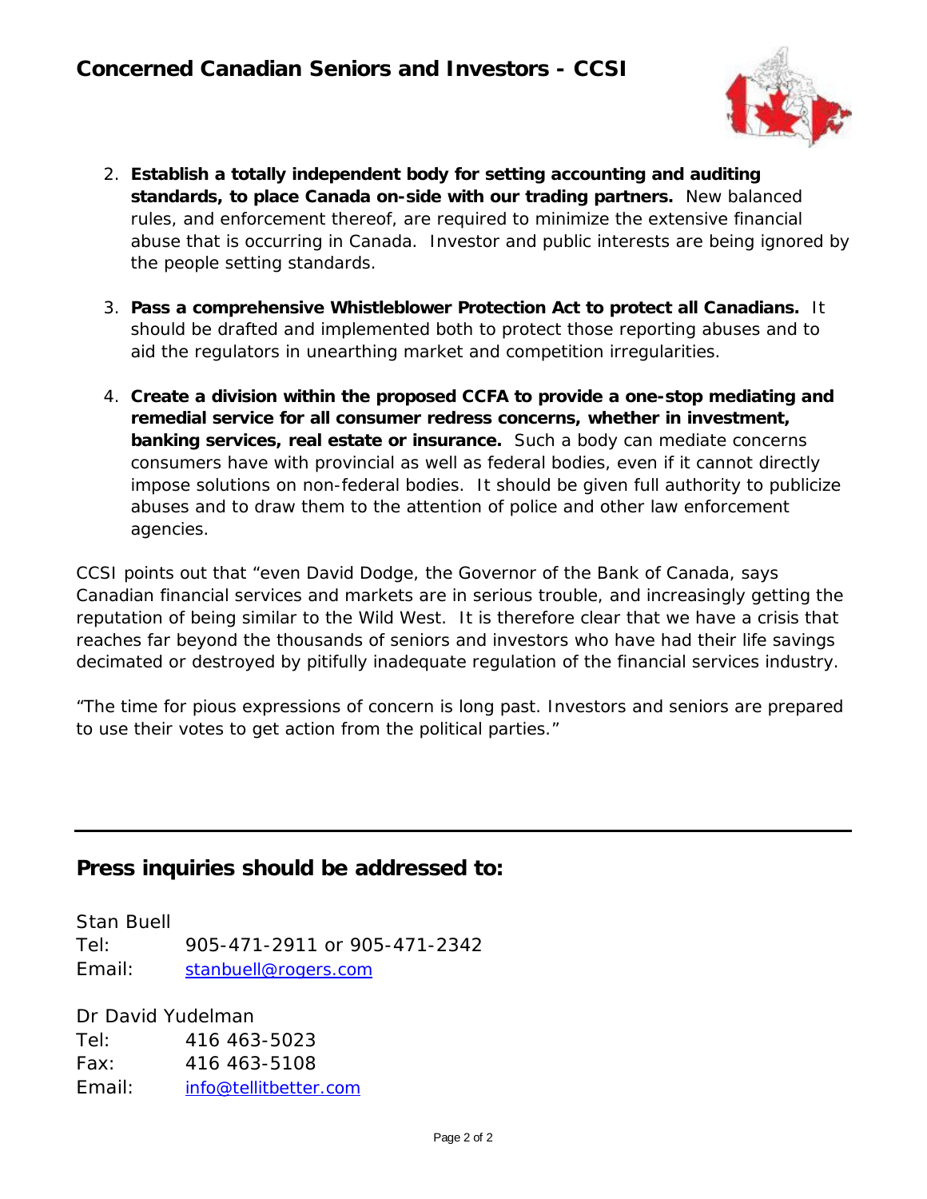## Concerned Canadian Seniors and Investors - CCSI

2. **Establish a totally independent body for setting accounting and auditing standards, to place Canada on-side with our trading partners.** New balanced rules, and enforcement thereof, are required to minimize the extensive financial abuse that is occurring in Canada. Investor and public interests are being ignored by the people setting standards.

3. **Pass a comprehensive Whistleblower Protection Act to protect all Canadians.** It should be drafted and implemented both to protect those reporting abuses and to aid the regulators in unearthing market and competition irregularities.

4. **Create a division within the proposed CCFA to provide a one-stop mediating and remedial service for all consumer redress concerns, whether in investment, banking services, real estate or insurance.** Such a body can mediate concerns consumers have with provincial as well as federal bodies, even if it cannot directly impose solutions on non-federal bodies. It should be given full authority to publicize abuses and to draw them to the attention of police and other law enforcement agencies.

CCSI points out that "even David Dodge, the Governor of the Bank of Canada, says Canadian financial services and markets are in serious trouble, and increasingly getting the reputation of being similar to the Wild West. It is therefore clear that we have a crisis that reaches far beyond the thousands of seniors and investors who have had their life savings decimated or destroyed by pitifully inadequate regulation of the financial services industry.

"The time for pious expressions of concern is long past. Investors and seniors are prepared to use their votes to get action from the political parties."

---

## Press inquiries should be addressed to:

Stan Buell
Tel: 905-471-2911 or 905-471-2342
Email: stanbuell@rogers.com

Dr David Yudelman
Tel: 416 463-5023
Fax: 416 463-5108
Email: info@tellitbetter.com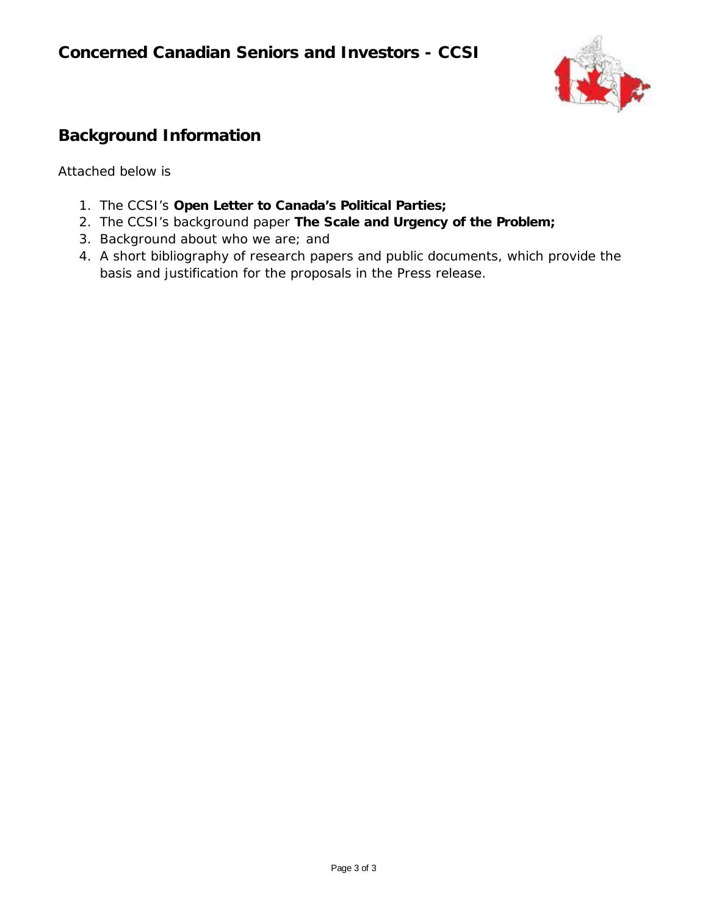# Concerned Canadian Seniors and Investors - CCSI

## Background Information

Attached below is

1. The CCSI's **Open Letter to Canada's Political Parties;**
2. The CCSI's background paper **The Scale and Urgency of the Problem;**
3. Background about who we are; and
4. A short bibliography of research papers and public documents, which provide the basis and justification for the proposals in the Press release.